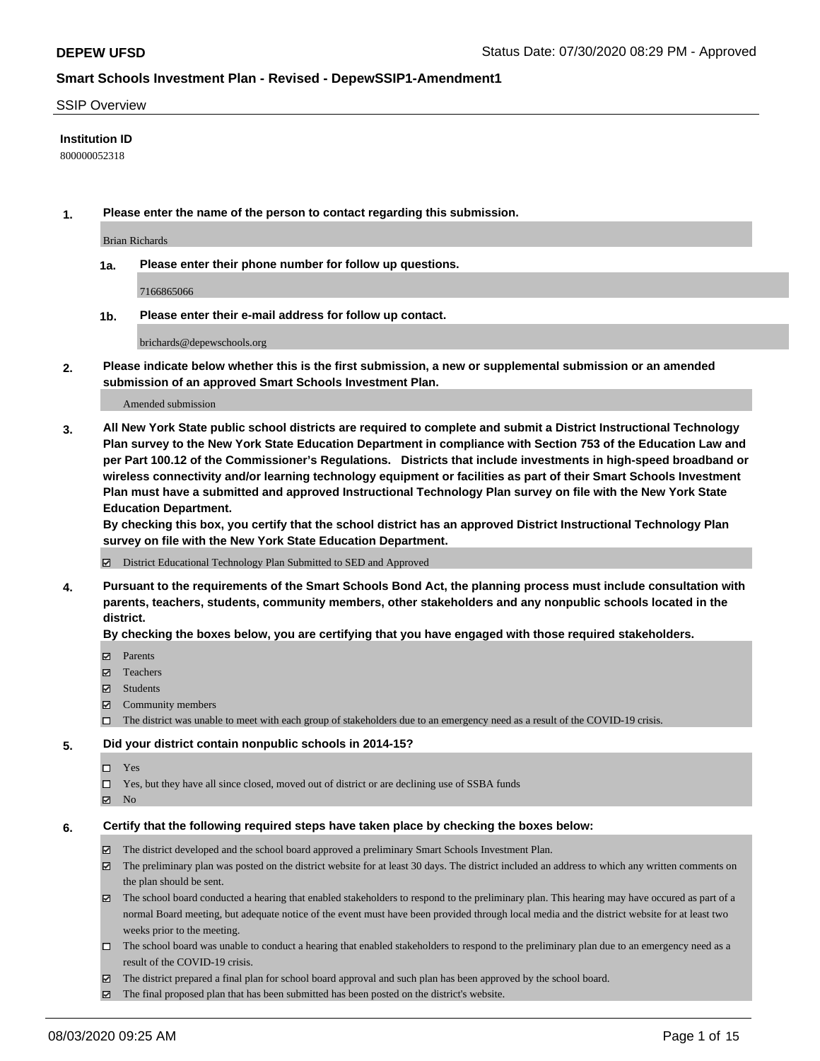**DEPEW UFSD** Status Date: 07/30/2020 08:29 PM - Approved

**Smart Schools Investment Plan - Revised - DepewSSIP1-Amendment1**

SSIP Overview

**Institution ID**

800000052318

**1. Please enter the name of the person to contact regarding this submission.**

Brian Richards

**1a. Please enter their phone number for follow up questions.**

7166865066

**1b. Please enter their e-mail address for follow up contact.**

brichards@depewschools.org

**2. Please indicate below whether this is the first submission, a new or supplemental submission or an amended submission of an approved Smart Schools Investment Plan.**

Amended submission

**3. All New York State public school districts are required to complete and submit a District Instructional Technology Plan survey to the New York State Education Department in compliance with Section 753 of the Education Law and per Part 100.12 of the Commissioner's Regulations. Districts that include investments in high-speed broadband or wireless connectivity and/or learning technology equipment or facilities as part of their Smart Schools Investment Plan must have a submitted and approved Instructional Technology Plan survey on file with the New York State Education Department.**
**By checking this box, you certify that the school district has an approved District Instructional Technology Plan survey on file with the New York State Education Department.**

- ☑ District Educational Technology Plan Submitted to SED and Approved

**4. Pursuant to the requirements of the Smart Schools Bond Act, the planning process must include consultation with parents, teachers, students, community members, other stakeholders and any nonpublic schools located in the district.**
**By checking the boxes below, you are certifying that you have engaged with those required stakeholders.**

- ☑ Parents
- ☑ Teachers
- ☑ Students
- ☑ Community members
- ☐ The district was unable to meet with each group of stakeholders due to an emergency need as a result of the COVID-19 crisis.

**5. Did your district contain nonpublic schools in 2014-15?**

- ☐ Yes
- ☐ Yes, but they have all since closed, moved out of district or are declining use of SSBA funds
- ☑ No

**6. Certify that the following required steps have taken place by checking the boxes below:**

- ☑ The district developed and the school board approved a preliminary Smart Schools Investment Plan.
- ☑ The preliminary plan was posted on the district website for at least 30 days. The district included an address to which any written comments on the plan should be sent.
- ☑ The school board conducted a hearing that enabled stakeholders to respond to the preliminary plan. This hearing may have occured as part of a normal Board meeting, but adequate notice of the event must have been provided through local media and the district website for at least two weeks prior to the meeting.
- ☐ The school board was unable to conduct a hearing that enabled stakeholders to respond to the preliminary plan due to an emergency need as a result of the COVID-19 crisis.
- ☑ The district prepared a final plan for school board approval and such plan has been approved by the school board.
- ☑ The final proposed plan that has been submitted has been posted on the district's website.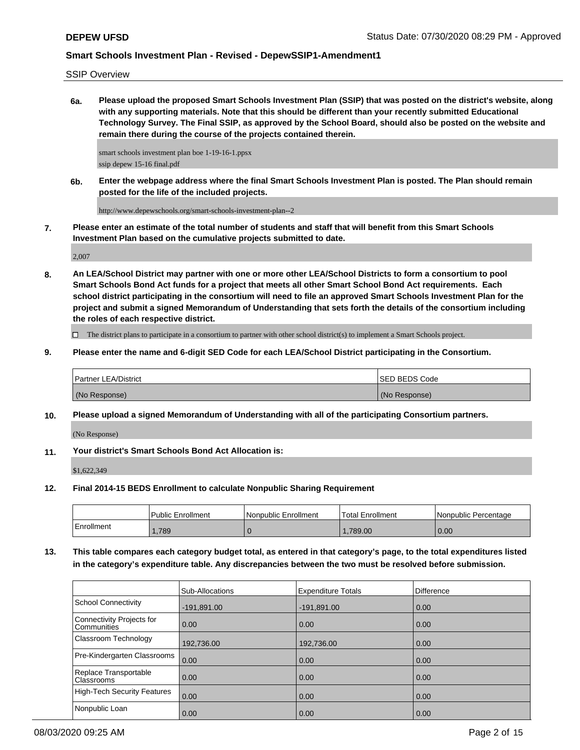SSIP Overview

**6a. Please upload the proposed Smart Schools Investment Plan (SSIP) that was posted on the district's website, along with any supporting materials. Note that this should be different than your recently submitted Educational Technology Survey. The Final SSIP, as approved by the School Board, should also be posted on the website and remain there during the course of the projects contained therein.**

smart schools investment plan boe 1-19-16-1.ppsx
ssip depew 15-16 final.pdf

**6b. Enter the webpage address where the final Smart Schools Investment Plan is posted. The Plan should remain posted for the life of the included projects.**

http://www.depewschools.org/smart-schools-investment-plan--2

**7. Please enter an estimate of the total number of students and staff that will benefit from this Smart Schools Investment Plan based on the cumulative projects submitted to date.**

2,007

**8. An LEA/School District may partner with one or more other LEA/School Districts to form a consortium to pool Smart Schools Bond Act funds for a project that meets all other Smart School Bond Act requirements. Each school district participating in the consortium will need to file an approved Smart Schools Investment Plan for the project and submit a signed Memorandum of Understanding that sets forth the details of the consortium including the roles of each respective district.**

☐ The district plans to participate in a consortium to partner with other school district(s) to implement a Smart Schools project.

**9. Please enter the name and 6-digit SED Code for each LEA/School District participating in the Consortium.**

| Partner LEA/District | SED BEDS Code |
|---|---|
| (No Response) | (No Response) |

**10. Please upload a signed Memorandum of Understanding with all of the participating Consortium partners.**

(No Response)

**11. Your district's Smart Schools Bond Act Allocation is:**

$1,622,349

**12. Final 2014-15 BEDS Enrollment to calculate Nonpublic Sharing Requirement**

| | Public Enrollment | Nonpublic Enrollment | Total Enrollment | Nonpublic Percentage |
|---|---|---|---|---|
| Enrollment | 1,789 | 0 | 1,789.00 | 0.00 |

**13. This table compares each category budget total, as entered in that category's page, to the total expenditures listed in the category's expenditure table. Any discrepancies between the two must be resolved before submission.**

| | Sub-Allocations | Expenditure Totals | Difference |
|---|---|---|---|
| School Connectivity | -191,891.00 | -191,891.00 | 0.00 |
| Connectivity Projects for Communities | 0.00 | 0.00 | 0.00 |
| Classroom Technology | 192,736.00 | 192,736.00 | 0.00 |
| Pre-Kindergarten Classrooms | 0.00 | 0.00 | 0.00 |
| Replace Transportable Classrooms | 0.00 | 0.00 | 0.00 |
| High-Tech Security Features | 0.00 | 0.00 | 0.00 |
| Nonpublic Loan | 0.00 | 0.00 | 0.00 |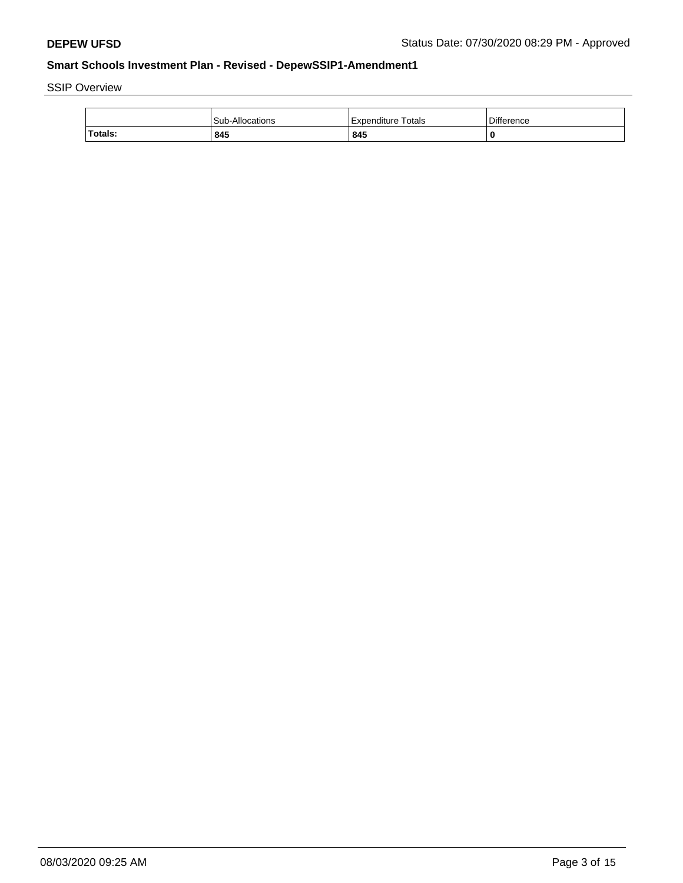SSIP Overview

| | Sub-Allocations | Expenditure Totals | Difference |
|---|---|---|---|
| **Totals:** | **845** | **845** | **0** |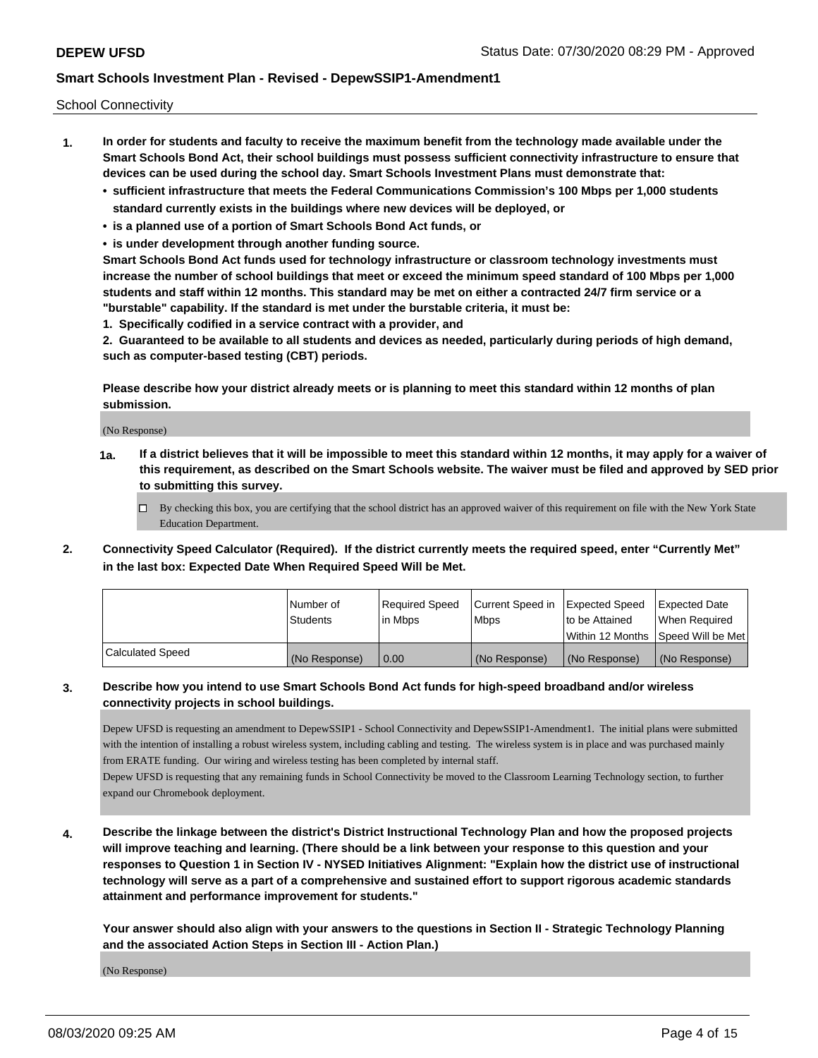School Connectivity

1. **In order for students and faculty to receive the maximum benefit from the technology made available under the Smart Schools Bond Act, their school buildings must possess sufficient connectivity infrastructure to ensure that devices can be used during the school day. Smart Schools Investment Plans must demonstrate that:**
   - **sufficient infrastructure that meets the Federal Communications Commission's 100 Mbps per 1,000 students standard currently exists in the buildings where new devices will be deployed, or**
   - **is a planned use of a portion of Smart Schools Bond Act funds, or**
   - **is under development through another funding source.**

   **Smart Schools Bond Act funds used for technology infrastructure or classroom technology investments must increase the number of school buildings that meet or exceed the minimum speed standard of 100 Mbps per 1,000 students and staff within 12 months. This standard may be met on either a contracted 24/7 firm service or a "burstable" capability. If the standard is met under the burstable criteria, it must be:**

   **1. Specifically codified in a service contract with a provider, and**

   **2. Guaranteed to be available to all students and devices as needed, particularly during periods of high demand, such as computer-based testing (CBT) periods.**

   **Please describe how your district already meets or is planning to meet this standard within 12 months of plan submission.**

   (No Response)

   **1a. If a district believes that it will be impossible to meet this standard within 12 months, it may apply for a waiver of this requirement, as described on the Smart Schools website. The waiver must be filed and approved by SED prior to submitting this survey.**

   ☐ By checking this box, you are certifying that the school district has an approved waiver of this requirement on file with the New York State Education Department.

2. **Connectivity Speed Calculator (Required). If the district currently meets the required speed, enter "Currently Met" in the last box: Expected Date When Required Speed Will be Met.**

| | Number of Students | Required Speed in Mbps | Current Speed in Mbps | Expected Speed to be Attained Within 12 Months | Expected Date When Required Speed Will be Met |
|---|---|---|---|---|---|
| Calculated Speed | (No Response) | 0.00 | (No Response) | (No Response) | (No Response) |

3. **Describe how you intend to use Smart Schools Bond Act funds for high-speed broadband and/or wireless connectivity projects in school buildings.**

   Depew UFSD is requesting an amendment to DepewSSIP1 - School Connectivity and DepewSSIP1-Amendment1. The initial plans were submitted with the intention of installing a robust wireless system, including cabling and testing. The wireless system is in place and was purchased mainly from ERATE funding. Our wiring and wireless testing has been completed by internal staff.
   Depew UFSD is requesting that any remaining funds in School Connectivity be moved to the Classroom Learning Technology section, to further expand our Chromebook deployment.

4. **Describe the linkage between the district's District Instructional Technology Plan and how the proposed projects will improve teaching and learning. (There should be a link between your response to this question and your responses to Question 1 in Section IV - NYSED Initiatives Alignment: "Explain how the district use of instructional technology will serve as a part of a comprehensive and sustained effort to support rigorous academic standards attainment and performance improvement for students."**

   **Your answer should also align with your answers to the questions in Section II - Strategic Technology Planning and the associated Action Steps in Section III - Action Plan.)**

   (No Response)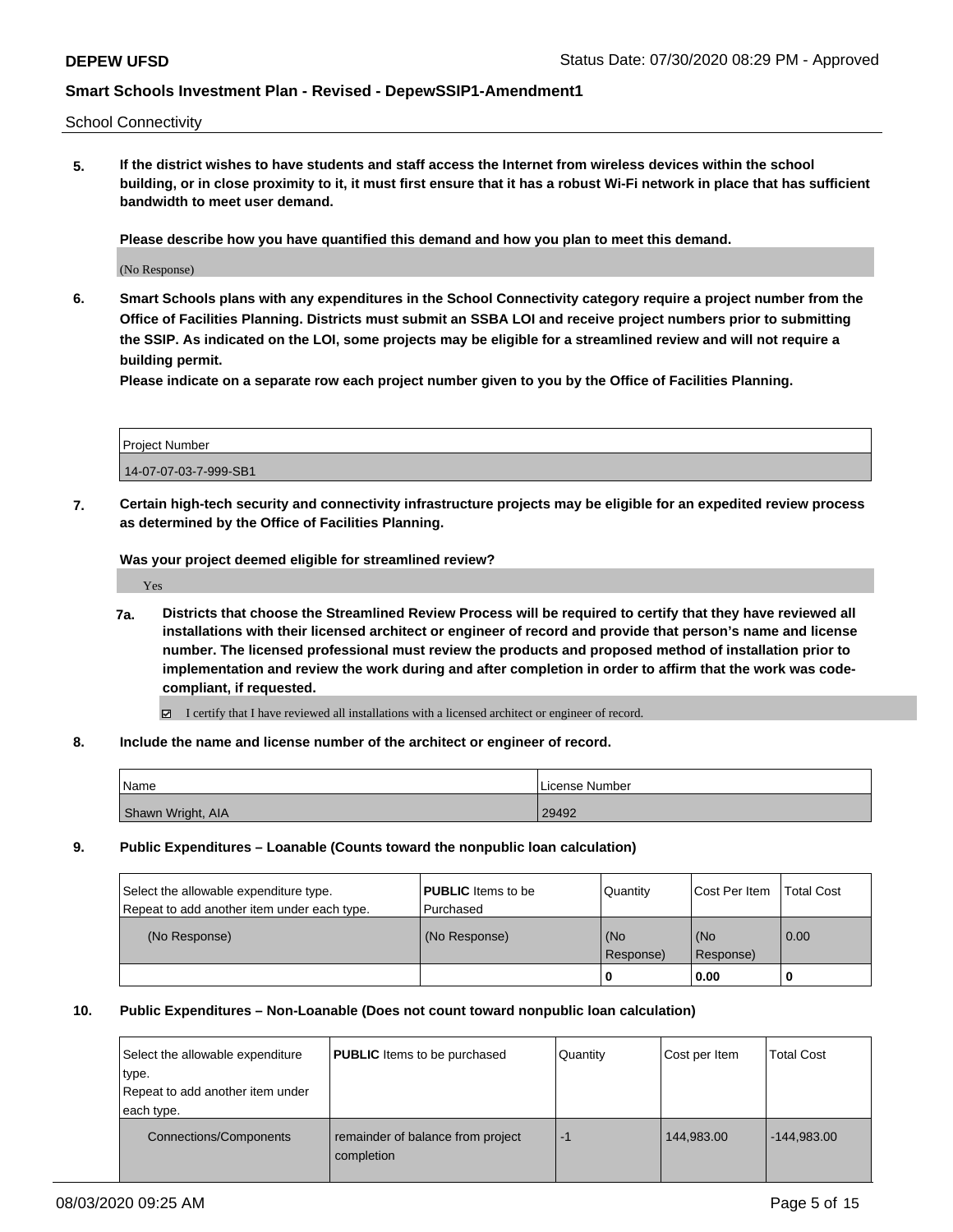School Connectivity

**5. If the district wishes to have students and staff access the Internet from wireless devices within the school building, or in close proximity to it, it must first ensure that it has a robust Wi-Fi network in place that has sufficient bandwidth to meet user demand.**

**Please describe how you have quantified this demand and how you plan to meet this demand.**

(No Response)

**6. Smart Schools plans with any expenditures in the School Connectivity category require a project number from the Office of Facilities Planning. Districts must submit an SSBA LOI and receive project numbers prior to submitting the SSIP. As indicated on the LOI, some projects may be eligible for a streamlined review and will not require a building permit.**

**Please indicate on a separate row each project number given to you by the Office of Facilities Planning.**

| Project Number |
| --- |
| 14-07-07-03-7-999-SB1 |

**7. Certain high-tech security and connectivity infrastructure projects may be eligible for an expedited review process as determined by the Office of Facilities Planning.**

**Was your project deemed eligible for streamlined review?**

Yes

**7a. Districts that choose the Streamlined Review Process will be required to certify that they have reviewed all installations with their licensed architect or engineer of record and provide that person's name and license number. The licensed professional must review the products and proposed method of installation prior to implementation and review the work during and after completion in order to affirm that the work was code-compliant, if requested.**

☑ I certify that I have reviewed all installations with a licensed architect or engineer of record.

**8. Include the name and license number of the architect or engineer of record.**

| Name | License Number |
| --- | --- |
| Shawn Wright, AIA | 29492 |

**9. Public Expenditures – Loanable (Counts toward the nonpublic loan calculation)**

| Select the allowable expenditure type. Repeat to add another item under each type. | **PUBLIC** Items to be Purchased | Quantity | Cost Per Item | Total Cost |
| --- | --- | --- | --- | --- |
| (No Response) | (No Response) | (No Response) | (No Response) | 0.00 |
| | | **0** | **0.00** | **0** |

**10. Public Expenditures – Non-Loanable (Does not count toward nonpublic loan calculation)**

| Select the allowable expenditure type. Repeat to add another item under each type. | **PUBLIC** Items to be purchased | Quantity | Cost per Item | Total Cost |
| --- | --- | --- | --- | --- |
| Connections/Components | remainder of balance from project completion | -1 | 144,983.00 | -144,983.00 |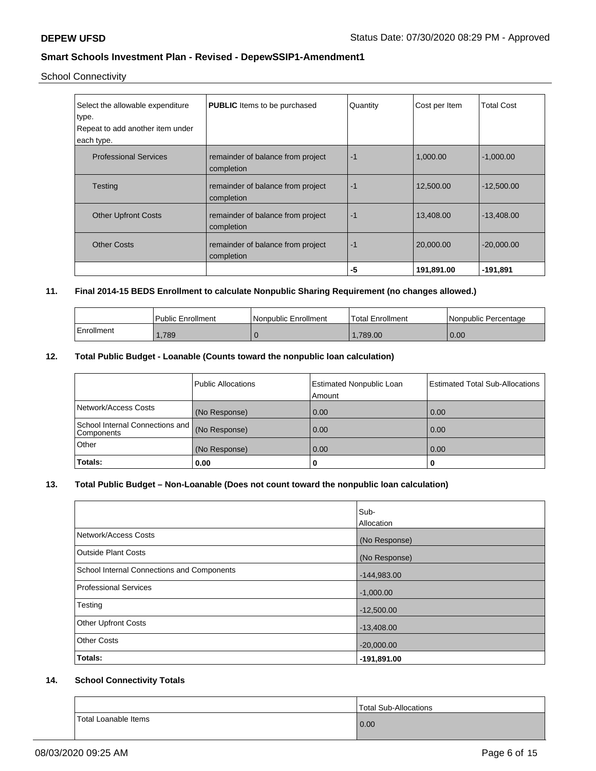School Connectivity

| Select the allowable expenditure type. Repeat to add another item under each type. | **PUBLIC** Items to be purchased | Quantity | Cost per Item | Total Cost |
|---|---|---|---|---|
| Professional Services | remainder of balance from project completion | -1 | 1,000.00 | -1,000.00 |
| Testing | remainder of balance from project completion | -1 | 12,500.00 | -12,500.00 |
| Other Upfront Costs | remainder of balance from project completion | -1 | 13,408.00 | -13,408.00 |
| Other Costs | remainder of balance from project completion | -1 | 20,000.00 | -20,000.00 |
| | | **-5** | **191,891.00** | **-191,891** |

## 11. Final 2014-15 BEDS Enrollment to calculate Nonpublic Sharing Requirement (no changes allowed.)

| | Public Enrollment | Nonpublic Enrollment | Total Enrollment | Nonpublic Percentage |
|---|---|---|---|---|
| Enrollment | 1,789 | 0 | 1,789.00 | 0.00 |

## 12. Total Public Budget - Loanable (Counts toward the nonpublic loan calculation)

| | Public Allocations | Estimated Nonpublic Loan Amount | Estimated Total Sub-Allocations |
|---|---|---|---|
| Network/Access Costs | (No Response) | 0.00 | 0.00 |
| School Internal Connections and Components | (No Response) | 0.00 | 0.00 |
| Other | (No Response) | 0.00 | 0.00 |
| **Totals:** | **0.00** | **0** | **0** |

## 13. Total Public Budget – Non-Loanable (Does not count toward the nonpublic loan calculation)

| | Sub-Allocation |
|---|---|
| Network/Access Costs | (No Response) |
| Outside Plant Costs | (No Response) |
| School Internal Connections and Components | -144,983.00 |
| Professional Services | -1,000.00 |
| Testing | -12,500.00 |
| Other Upfront Costs | -13,408.00 |
| Other Costs | -20,000.00 |
| **Totals:** | **-191,891.00** |

## 14. School Connectivity Totals

| | Total Sub-Allocations |
|---|---|
| Total Loanable Items | 0.00 |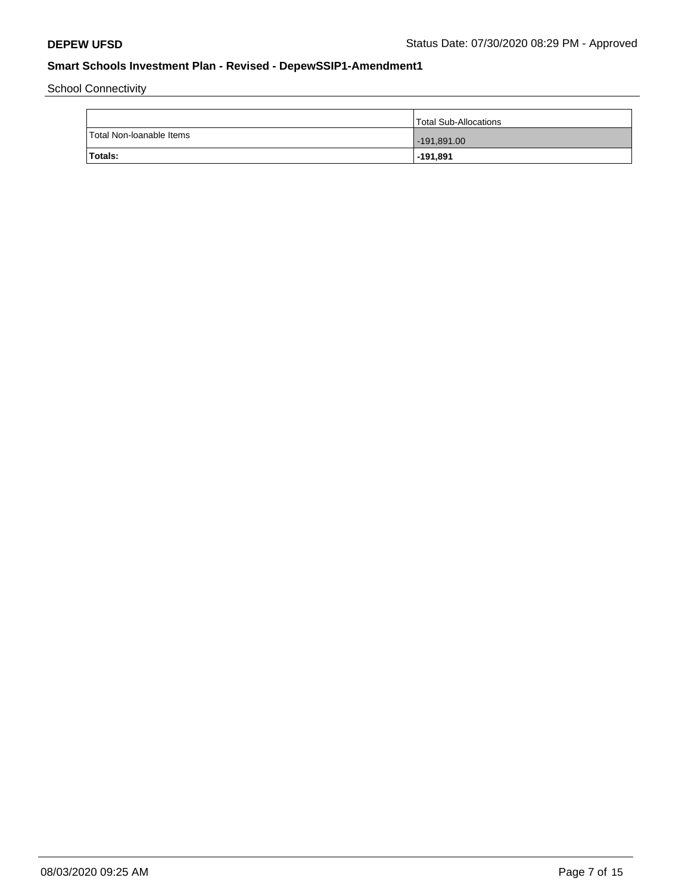School Connectivity

| | Total Sub-Allocations |
|---|---|
| Total Non-loanable Items | -191,891.00 |
| **Totals:** | **-191,891** |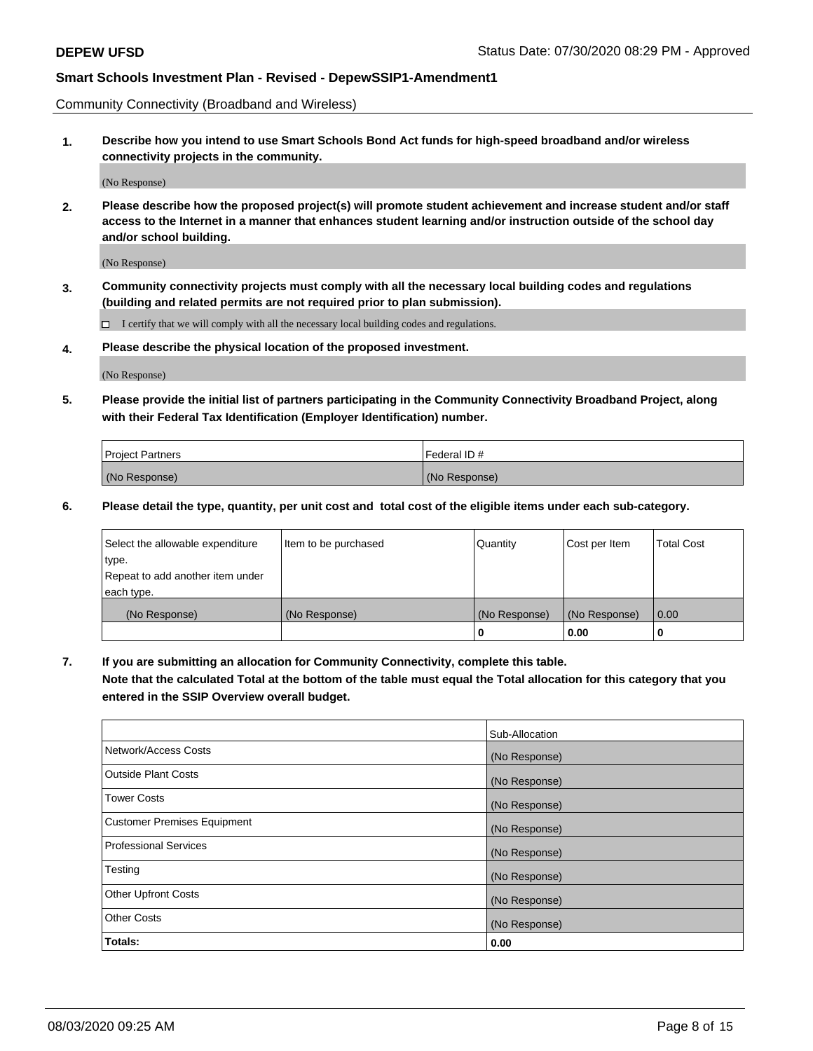Community Connectivity (Broadband and Wireless)

**1. Describe how you intend to use Smart Schools Bond Act funds for high-speed broadband and/or wireless connectivity projects in the community.**

(No Response)

**2. Please describe how the proposed project(s) will promote student achievement and increase student and/or staff access to the Internet in a manner that enhances student learning and/or instruction outside of the school day and/or school building.**

(No Response)

**3. Community connectivity projects must comply with all the necessary local building codes and regulations (building and related permits are not required prior to plan submission).**

☐ I certify that we will comply with all the necessary local building codes and regulations.

**4. Please describe the physical location of the proposed investment.**

(No Response)

**5. Please provide the initial list of partners participating in the Community Connectivity Broadband Project, along with their Federal Tax Identification (Employer Identification) number.**

| Project Partners | Federal ID # |
| --- | --- |
| (No Response) | (No Response) |

**6. Please detail the type, quantity, per unit cost and total cost of the eligible items under each sub-category.**

| Select the allowable expenditure type. Repeat to add another item under each type. | Item to be purchased | Quantity | Cost per Item | Total Cost |
| --- | --- | --- | --- | --- |
| (No Response) | (No Response) | (No Response) | (No Response) | 0.00 |
| | | **0** | **0.00** | **0** |

**7. If you are submitting an allocation for Community Connectivity, complete this table. Note that the calculated Total at the bottom of the table must equal the Total allocation for this category that you entered in the SSIP Overview overall budget.**

| | Sub-Allocation |
| --- | --- |
| Network/Access Costs | (No Response) |
| Outside Plant Costs | (No Response) |
| Tower Costs | (No Response) |
| Customer Premises Equipment | (No Response) |
| Professional Services | (No Response) |
| Testing | (No Response) |
| Other Upfront Costs | (No Response) |
| Other Costs | (No Response) |
| **Totals:** | **0.00** |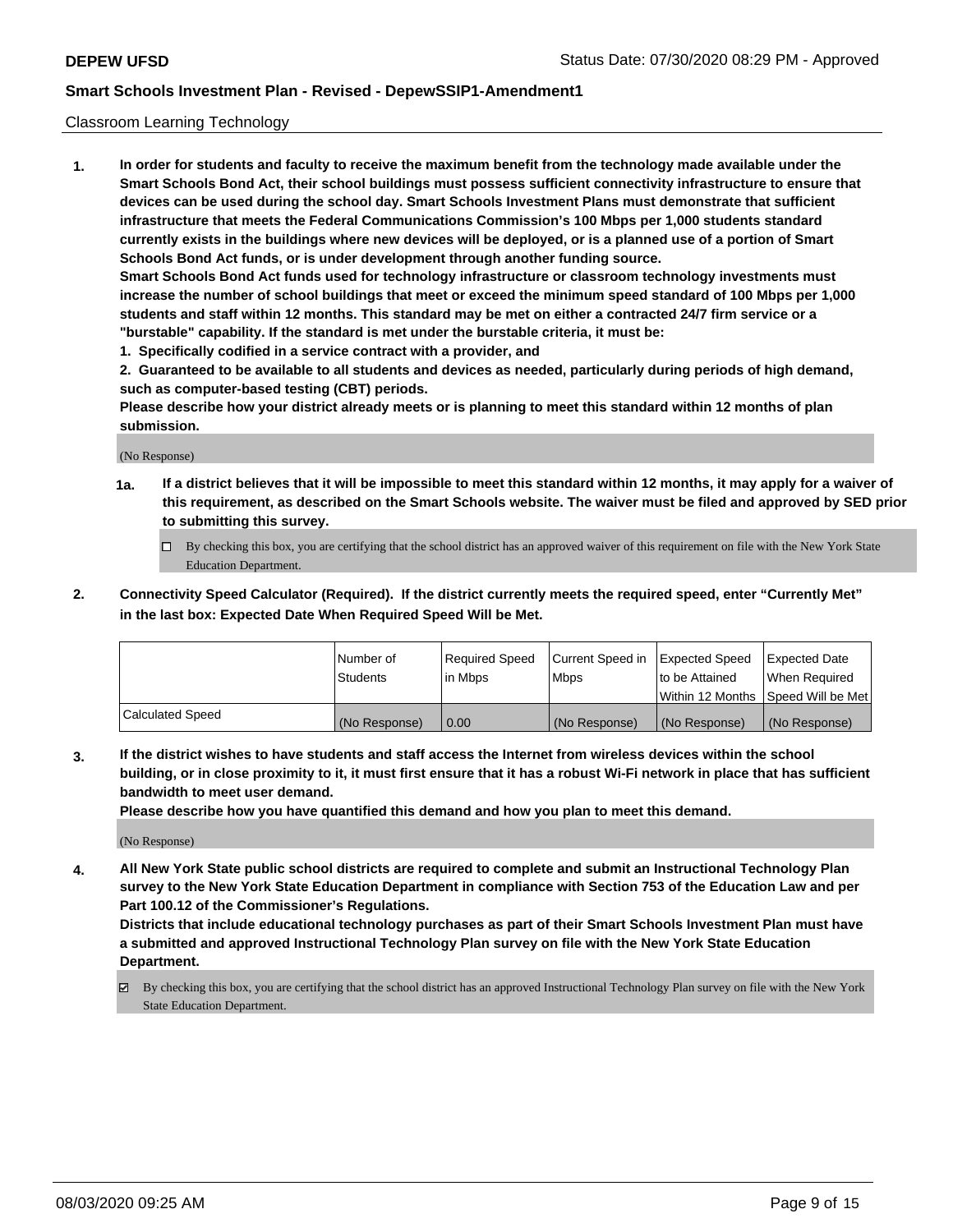Classroom Learning Technology

**1. In order for students and faculty to receive the maximum benefit from the technology made available under the Smart Schools Bond Act, their school buildings must possess sufficient connectivity infrastructure to ensure that devices can be used during the school day. Smart Schools Investment Plans must demonstrate that sufficient infrastructure that meets the Federal Communications Commission's 100 Mbps per 1,000 students standard currently exists in the buildings where new devices will be deployed, or is a planned use of a portion of Smart Schools Bond Act funds, or is under development through another funding source.**

**Smart Schools Bond Act funds used for technology infrastructure or classroom technology investments must increase the number of school buildings that meet or exceed the minimum speed standard of 100 Mbps per 1,000 students and staff within 12 months. This standard may be met on either a contracted 24/7 firm service or a "burstable" capability. If the standard is met under the burstable criteria, it must be:**

**1. Specifically codified in a service contract with a provider, and**

**2. Guaranteed to be available to all students and devices as needed, particularly during periods of high demand, such as computer-based testing (CBT) periods.**

**Please describe how your district already meets or is planning to meet this standard within 12 months of plan submission.**

(No Response)

**1a. If a district believes that it will be impossible to meet this standard within 12 months, it may apply for a waiver of this requirement, as described on the Smart Schools website. The waiver must be filed and approved by SED prior to submitting this survey.**

☐ By checking this box, you are certifying that the school district has an approved waiver of this requirement on file with the New York State Education Department.

**2. Connectivity Speed Calculator (Required). If the district currently meets the required speed, enter "Currently Met" in the last box: Expected Date When Required Speed Will be Met.**

| | Number of Students | Required Speed in Mbps | Current Speed in Mbps | Expected Speed to be Attained Within 12 Months | Expected Date When Required Speed Will be Met |
|---|---|---|---|---|---|
| Calculated Speed | (No Response) | 0.00 | (No Response) | (No Response) | (No Response) |

**3. If the district wishes to have students and staff access the Internet from wireless devices within the school building, or in close proximity to it, it must first ensure that it has a robust Wi-Fi network in place that has sufficient bandwidth to meet user demand.**

**Please describe how you have quantified this demand and how you plan to meet this demand.**

(No Response)

**4. All New York State public school districts are required to complete and submit an Instructional Technology Plan survey to the New York State Education Department in compliance with Section 753 of the Education Law and per Part 100.12 of the Commissioner's Regulations.**

**Districts that include educational technology purchases as part of their Smart Schools Investment Plan must have a submitted and approved Instructional Technology Plan survey on file with the New York State Education Department.**

☑ By checking this box, you are certifying that the school district has an approved Instructional Technology Plan survey on file with the New York State Education Department.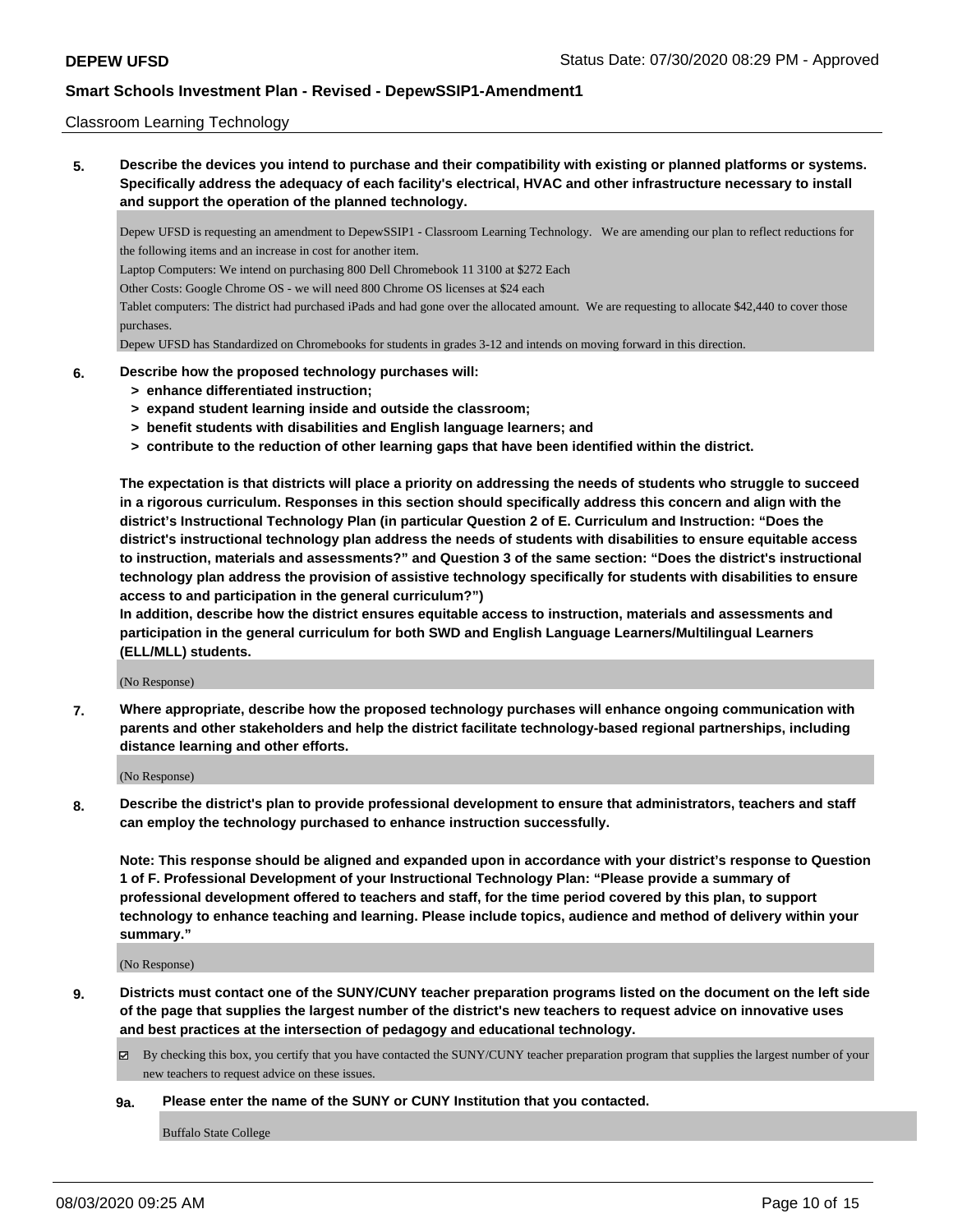Classroom Learning Technology

**5. Describe the devices you intend to purchase and their compatibility with existing or planned platforms or systems. Specifically address the adequacy of each facility's electrical, HVAC and other infrastructure necessary to install and support the operation of the planned technology.**

Depew UFSD is requesting an amendment to DepewSSIP1 - Classroom Learning Technology. We are amending our plan to reflect reductions for the following items and an increase in cost for another item.

Laptop Computers: We intend on purchasing 800 Dell Chromebook 11 3100 at $272 Each

Other Costs: Google Chrome OS - we will need 800 Chrome OS licenses at $24 each

Tablet computers: The district had purchased iPads and had gone over the allocated amount. We are requesting to allocate $42,440 to cover those purchases.

Depew UFSD has Standardized on Chromebooks for students in grades 3-12 and intends on moving forward in this direction.

**6. Describe how the proposed technology purchases will:**
- **> enhance differentiated instruction;**
- **> expand student learning inside and outside the classroom;**
- **> benefit students with disabilities and English language learners; and**
- **> contribute to the reduction of other learning gaps that have been identified within the district.**

**The expectation is that districts will place a priority on addressing the needs of students who struggle to succeed in a rigorous curriculum. Responses in this section should specifically address this concern and align with the district's Instructional Technology Plan (in particular Question 2 of E. Curriculum and Instruction: "Does the district's instructional technology plan address the needs of students with disabilities to ensure equitable access to instruction, materials and assessments?" and Question 3 of the same section: "Does the district's instructional technology plan address the provision of assistive technology specifically for students with disabilities to ensure access to and participation in the general curriculum?")**

**In addition, describe how the district ensures equitable access to instruction, materials and assessments and participation in the general curriculum for both SWD and English Language Learners/Multilingual Learners (ELL/MLL) students.**

(No Response)

**7. Where appropriate, describe how the proposed technology purchases will enhance ongoing communication with parents and other stakeholders and help the district facilitate technology-based regional partnerships, including distance learning and other efforts.**

(No Response)

**8. Describe the district's plan to provide professional development to ensure that administrators, teachers and staff can employ the technology purchased to enhance instruction successfully.**

**Note: This response should be aligned and expanded upon in accordance with your district's response to Question 1 of F. Professional Development of your Instructional Technology Plan: "Please provide a summary of professional development offered to teachers and staff, for the time period covered by this plan, to support technology to enhance teaching and learning. Please include topics, audience and method of delivery within your summary."**

(No Response)

**9. Districts must contact one of the SUNY/CUNY teacher preparation programs listed on the document on the left side of the page that supplies the largest number of the district's new teachers to request advice on innovative uses and best practices at the intersection of pedagogy and educational technology.**

☑ By checking this box, you certify that you have contacted the SUNY/CUNY teacher preparation program that supplies the largest number of your new teachers to request advice on these issues.

**9a. Please enter the name of the SUNY or CUNY Institution that you contacted.**

Buffalo State College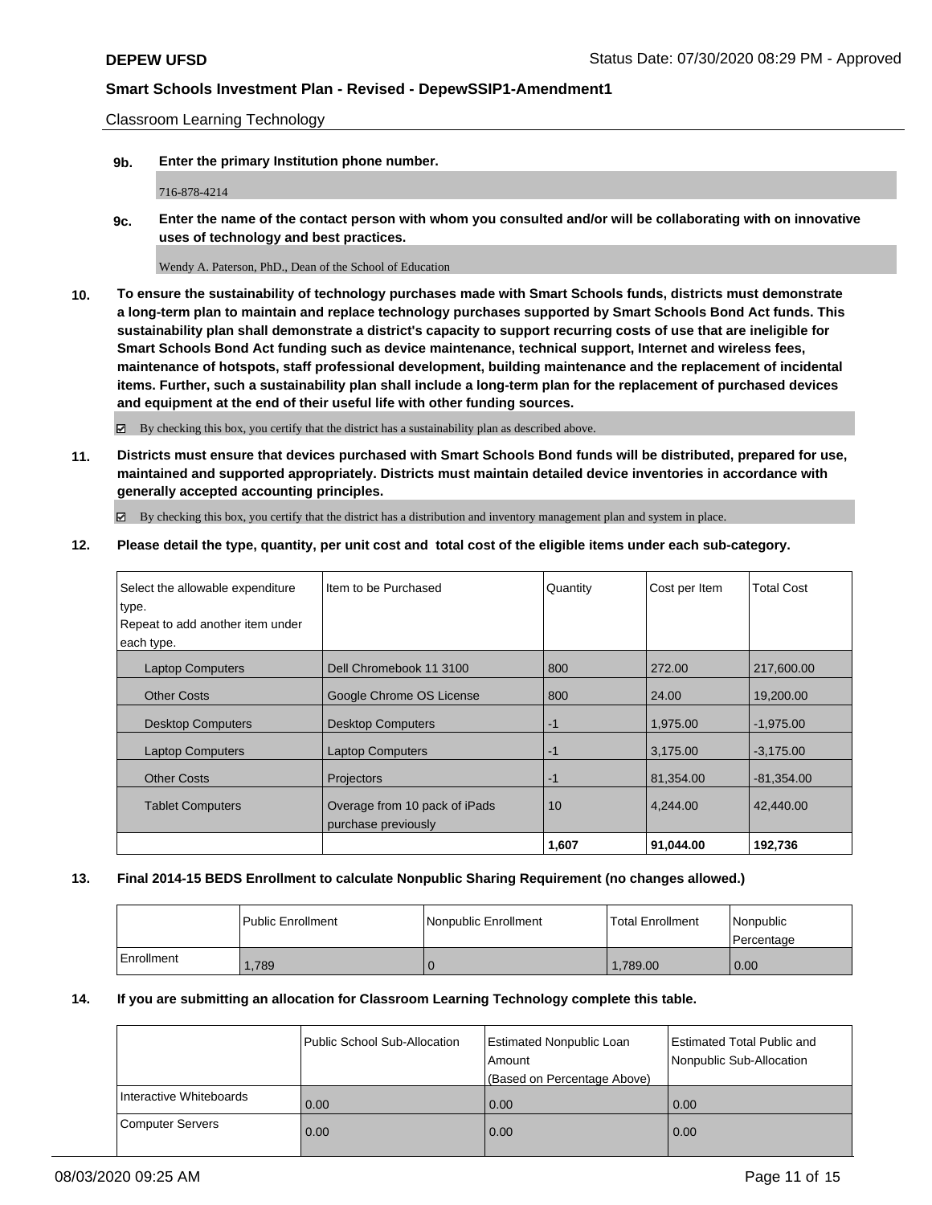Classroom Learning Technology

**9b. Enter the primary Institution phone number.**

716-878-4214

**9c. Enter the name of the contact person with whom you consulted and/or will be collaborating with on innovative uses of technology and best practices.**

Wendy A. Paterson, PhD., Dean of the School of Education

**10. To ensure the sustainability of technology purchases made with Smart Schools funds, districts must demonstrate a long-term plan to maintain and replace technology purchases supported by Smart Schools Bond Act funds. This sustainability plan shall demonstrate a district's capacity to support recurring costs of use that are ineligible for Smart Schools Bond Act funding such as device maintenance, technical support, Internet and wireless fees, maintenance of hotspots, staff professional development, building maintenance and the replacement of incidental items. Further, such a sustainability plan shall include a long-term plan for the replacement of purchased devices and equipment at the end of their useful life with other funding sources.**

☑ By checking this box, you certify that the district has a sustainability plan as described above.

**11. Districts must ensure that devices purchased with Smart Schools Bond funds will be distributed, prepared for use, maintained and supported appropriately. Districts must maintain detailed device inventories in accordance with generally accepted accounting principles.**

☑ By checking this box, you certify that the district has a distribution and inventory management plan and system in place.

**12. Please detail the type, quantity, per unit cost and total cost of the eligible items under each sub-category.**

| Select the allowable expenditure type. Repeat to add another item under each type. | Item to be Purchased | Quantity | Cost per Item | Total Cost |
|---|---|---|---|---|
| Laptop Computers | Dell Chromebook 11 3100 | 800 | 272.00 | 217,600.00 |
| Other Costs | Google Chrome OS License | 800 | 24.00 | 19,200.00 |
| Desktop Computers | Desktop Computers | -1 | 1,975.00 | -1,975.00 |
| Laptop Computers | Laptop Computers | -1 | 3,175.00 | -3,175.00 |
| Other Costs | Projectors | -1 | 81,354.00 | -81,354.00 |
| Tablet Computers | Overage from 10 pack of iPads purchase previously | 10 | 4,244.00 | 42,440.00 |
| | | **1,607** | **91,044.00** | **192,736** |

**13. Final 2014-15 BEDS Enrollment to calculate Nonpublic Sharing Requirement (no changes allowed.)**

| | Public Enrollment | Nonpublic Enrollment | Total Enrollment | Nonpublic Percentage |
|---|---|---|---|---|
| Enrollment | 1,789 | 0 | 1,789.00 | 0.00 |

**14. If you are submitting an allocation for Classroom Learning Technology complete this table.**

| | Public School Sub-Allocation | Estimated Nonpublic Loan Amount (Based on Percentage Above) | Estimated Total Public and Nonpublic Sub-Allocation |
|---|---|---|---|
| Interactive Whiteboards | 0.00 | 0.00 | 0.00 |
| Computer Servers | 0.00 | 0.00 | 0.00 |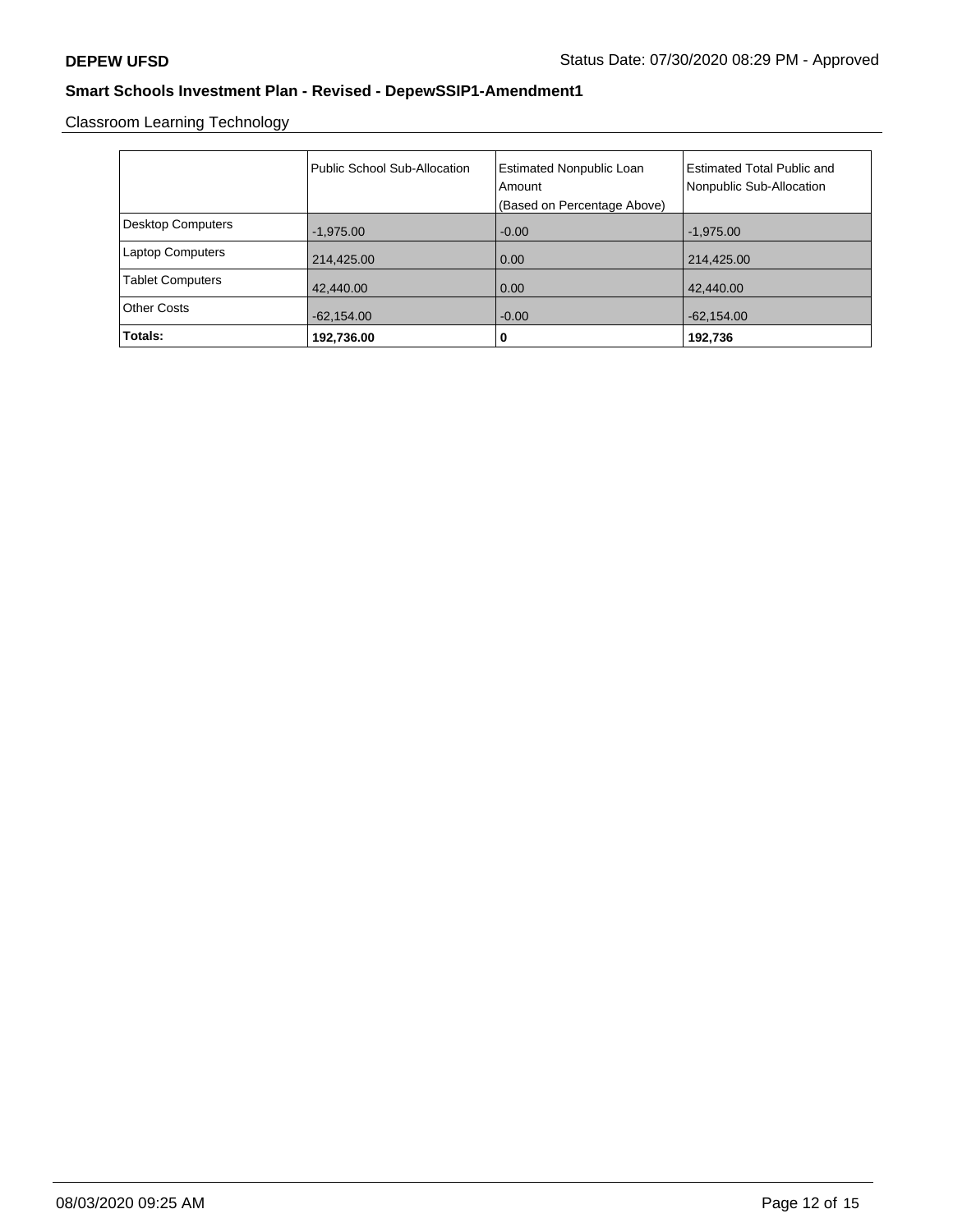Classroom Learning Technology

| | Public School Sub-Allocation | Estimated Nonpublic Loan Amount (Based on Percentage Above) | Estimated Total Public and Nonpublic Sub-Allocation |
|---|---|---|---|
| Desktop Computers | -1,975.00 | -0.00 | -1,975.00 |
| Laptop Computers | 214,425.00 | 0.00 | 214,425.00 |
| Tablet Computers | 42,440.00 | 0.00 | 42,440.00 |
| Other Costs | -62,154.00 | -0.00 | -62,154.00 |
| **Totals:** | **192,736.00** | **0** | **192,736** |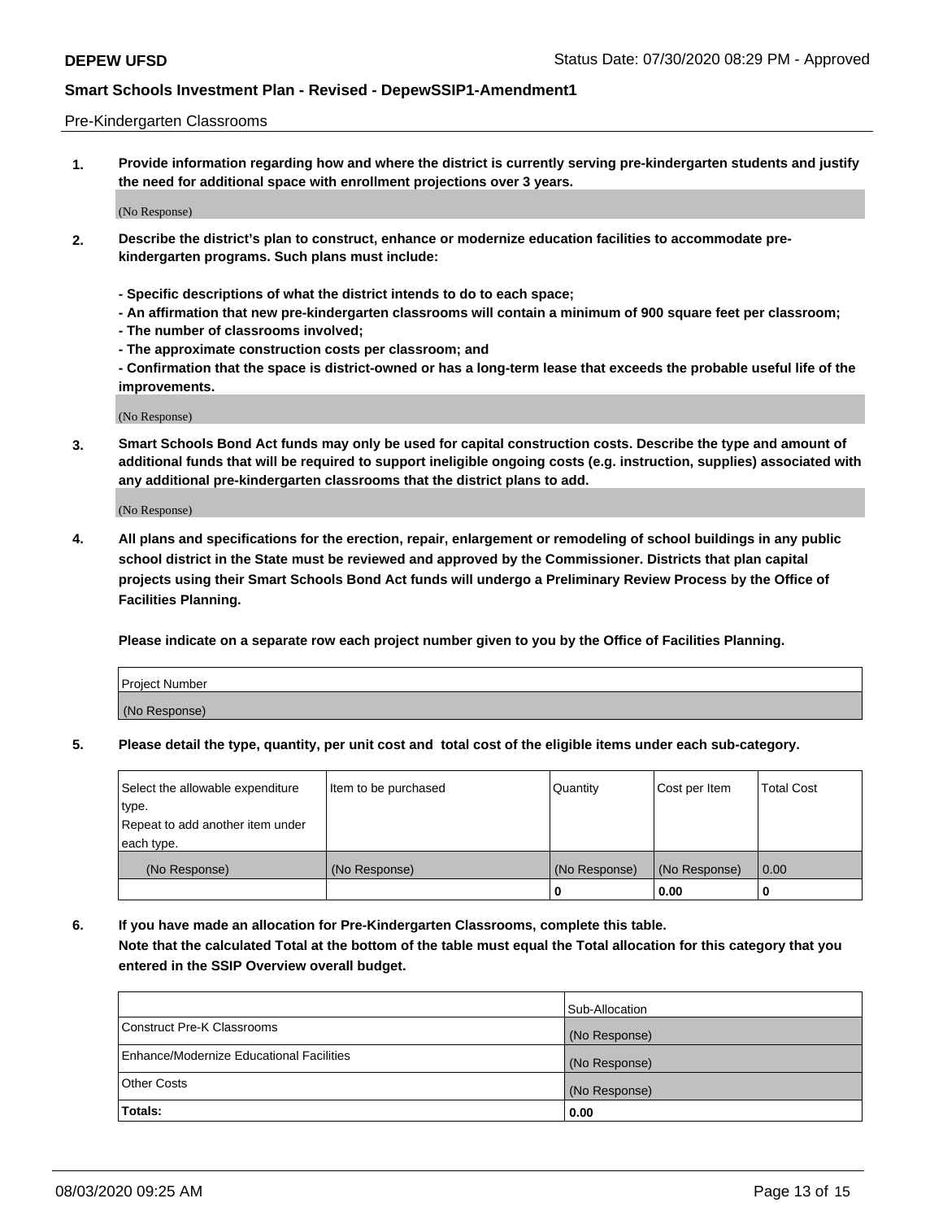Pre-Kindergarten Classrooms

**1. Provide information regarding how and where the district is currently serving pre-kindergarten students and justify the need for additional space with enrollment projections over 3 years.**

(No Response)

**2. Describe the district's plan to construct, enhance or modernize education facilities to accommodate pre-kindergarten programs. Such plans must include:**

**- Specific descriptions of what the district intends to do to each space;**
**- An affirmation that new pre-kindergarten classrooms will contain a minimum of 900 square feet per classroom;**
**- The number of classrooms involved;**
**- The approximate construction costs per classroom; and**
**- Confirmation that the space is district-owned or has a long-term lease that exceeds the probable useful life of the improvements.**

(No Response)

**3. Smart Schools Bond Act funds may only be used for capital construction costs. Describe the type and amount of additional funds that will be required to support ineligible ongoing costs (e.g. instruction, supplies) associated with any additional pre-kindergarten classrooms that the district plans to add.**

(No Response)

**4. All plans and specifications for the erection, repair, enlargement or remodeling of school buildings in any public school district in the State must be reviewed and approved by the Commissioner. Districts that plan capital projects using their Smart Schools Bond Act funds will undergo a Preliminary Review Process by the Office of Facilities Planning.**

**Please indicate on a separate row each project number given to you by the Office of Facilities Planning.**

| Project Number |
|---|
| (No Response) |

**5. Please detail the type, quantity, per unit cost and total cost of the eligible items under each sub-category.**

| Select the allowable expenditure type. Repeat to add another item under each type. | Item to be purchased | Quantity | Cost per Item | Total Cost |
|---|---|---|---|---|
| (No Response) | (No Response) | (No Response) | (No Response) | 0.00 |
| | | 0 | 0.00 | 0 |

**6. If you have made an allocation for Pre-Kindergarten Classrooms, complete this table. Note that the calculated Total at the bottom of the table must equal the Total allocation for this category that you entered in the SSIP Overview overall budget.**

| | Sub-Allocation |
|---|---|
| Construct Pre-K Classrooms | (No Response) |
| Enhance/Modernize Educational Facilities | (No Response) |
| Other Costs | (No Response) |
| **Totals:** | 0.00 |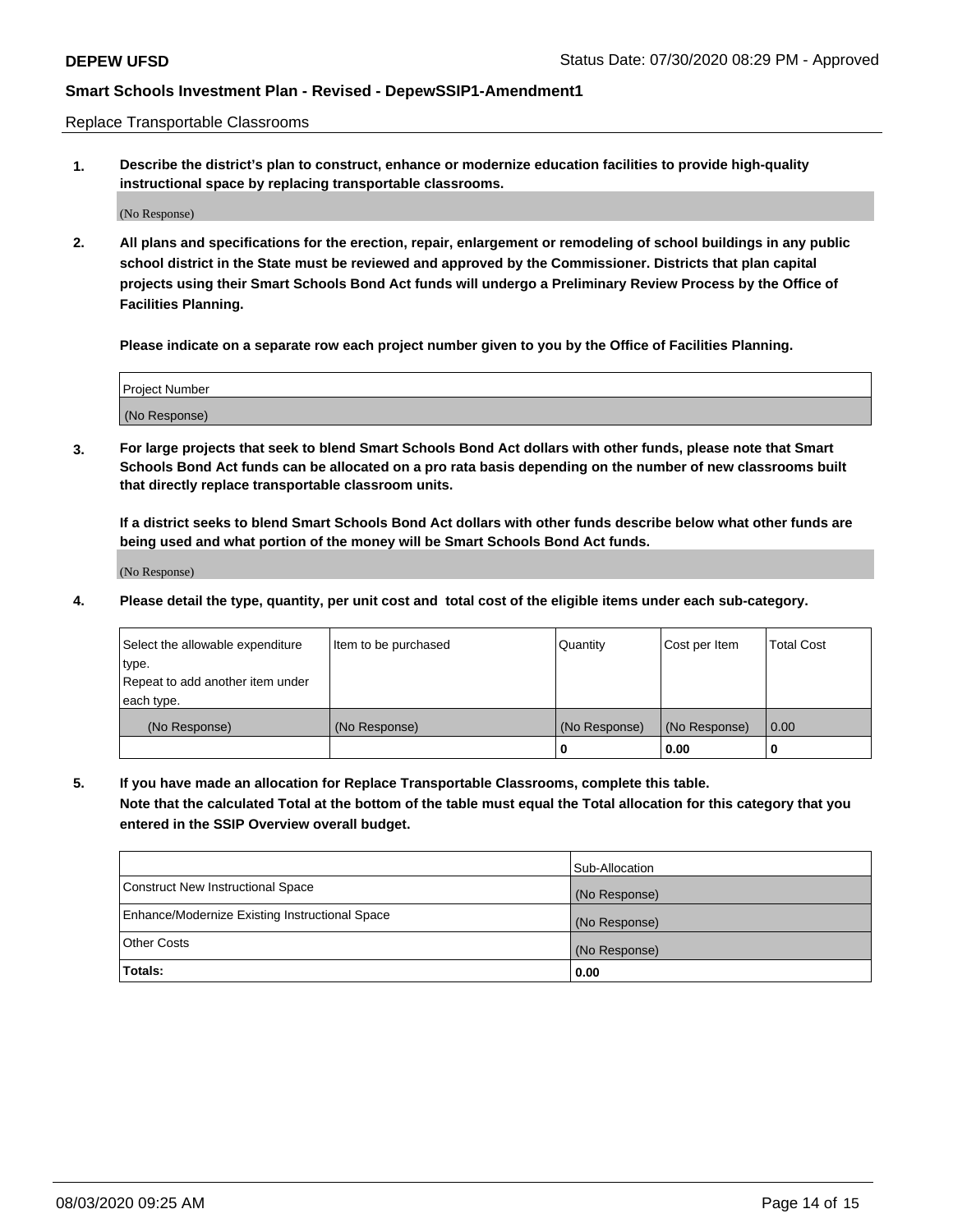Replace Transportable Classrooms

**1. Describe the district's plan to construct, enhance or modernize education facilities to provide high-quality instructional space by replacing transportable classrooms.**

(No Response)

**2. All plans and specifications for the erection, repair, enlargement or remodeling of school buildings in any public school district in the State must be reviewed and approved by the Commissioner. Districts that plan capital projects using their Smart Schools Bond Act funds will undergo a Preliminary Review Process by the Office of Facilities Planning.**

**Please indicate on a separate row each project number given to you by the Office of Facilities Planning.**

| Project Number |
|---|
| (No Response) |

**3. For large projects that seek to blend Smart Schools Bond Act dollars with other funds, please note that Smart Schools Bond Act funds can be allocated on a pro rata basis depending on the number of new classrooms built that directly replace transportable classroom units.**

**If a district seeks to blend Smart Schools Bond Act dollars with other funds describe below what other funds are being used and what portion of the money will be Smart Schools Bond Act funds.**

(No Response)

**4. Please detail the type, quantity, per unit cost and total cost of the eligible items under each sub-category.**

| Select the allowable expenditure type. Repeat to add another item under each type. | Item to be purchased | Quantity | Cost per Item | Total Cost |
|---|---|---|---|---|
| (No Response) | (No Response) | (No Response) | (No Response) | 0.00 |
| | | 0 | 0.00 | 0 |

**5. If you have made an allocation for Replace Transportable Classrooms, complete this table. Note that the calculated Total at the bottom of the table must equal the Total allocation for this category that you entered in the SSIP Overview overall budget.**

| | Sub-Allocation |
|---|---|
| Construct New Instructional Space | (No Response) |
| Enhance/Modernize Existing Instructional Space | (No Response) |
| Other Costs | (No Response) |
| **Totals:** | **0.00** |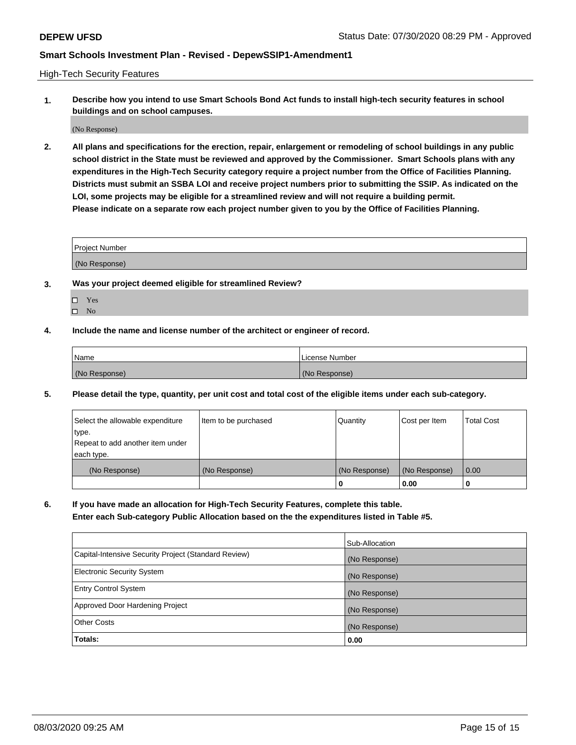High-Tech Security Features

**1. Describe how you intend to use Smart Schools Bond Act funds to install high-tech security features in school buildings and on school campuses.**

(No Response)

**2. All plans and specifications for the erection, repair, enlargement or remodeling of school buildings in any public school district in the State must be reviewed and approved by the Commissioner. Smart Schools plans with any expenditures in the High-Tech Security category require a project number from the Office of Facilities Planning. Districts must submit an SSBA LOI and receive project numbers prior to submitting the SSIP. As indicated on the LOI, some projects may be eligible for a streamlined review and will not require a building permit. Please indicate on a separate row each project number given to you by the Office of Facilities Planning.**

| Project Number |
| --- |
| (No Response) |

**3. Was your project deemed eligible for streamlined Review?**

- ☐ Yes
- ☐ No

**4. Include the name and license number of the architect or engineer of record.**

| Name | License Number |
| --- | --- |
| (No Response) | (No Response) |

**5. Please detail the type, quantity, per unit cost and total cost of the eligible items under each sub-category.**

| Select the allowable expenditure type. Repeat to add another item under each type. | Item to be purchased | Quantity | Cost per Item | Total Cost |
| --- | --- | --- | --- | --- |
| (No Response) | (No Response) | (No Response) | (No Response) | 0.00 |
| | | 0 | 0.00 | 0 |

**6. If you have made an allocation for High-Tech Security Features, complete this table. Enter each Sub-category Public Allocation based on the the expenditures listed in Table #5.**

| | Sub-Allocation |
| --- | --- |
| Capital-Intensive Security Project (Standard Review) | (No Response) |
| Electronic Security System | (No Response) |
| Entry Control System | (No Response) |
| Approved Door Hardening Project | (No Response) |
| Other Costs | (No Response) |
| **Totals:** | **0.00** |